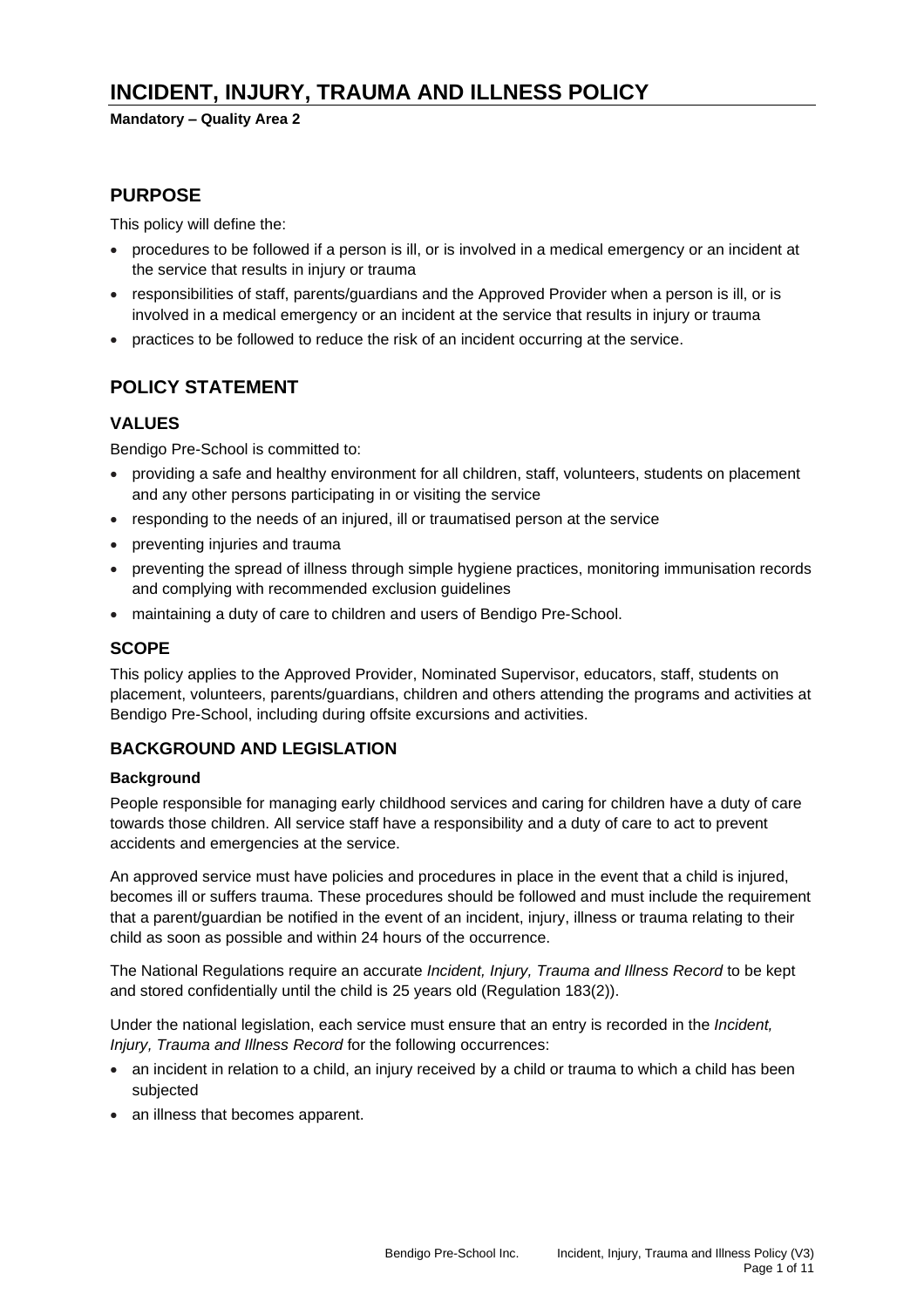# INCIDENT, INJURY, TRAUMA AND ILLNESS POLICY

**Mandatory – Quality Area 2**

## PURPOSE

This policy will define the:

- procedures to be followed if a person is ill, or is involved in a medical emergency or an incident at the service that results in injury or trauma
- responsibilities of staff, parents/guardians and the Approved Provider when a person is ill, or is involved in a medical emergency or an incident at the service that results in injury or trauma
- practices to be followed to reduce the risk of an incident occurring at the service.

## POLICY STATEMENT

### VALUES

Bendigo Pre-School is committed to:

- providing a safe and healthy environment for all children, staff, volunteers, students on placement and any other persons participating in or visiting the service
- responding to the needs of an injured, ill or traumatised person at the service
- preventing injuries and trauma
- preventing the spread of illness through simple hygiene practices, monitoring immunisation records and complying with recommended exclusion guidelines
- maintaining a duty of care to children and users of Bendigo Pre-School.

### SCOPE

This policy applies to the Approved Provider, Nominated Supervisor, educators, staff, students on placement, volunteers, parents/guardians, children and others attending the programs and activities at Bendigo Pre-School, including during offsite excursions and activities.

### BACKGROUND AND LEGISLATION

#### Background

People responsible for managing early childhood services and caring for children have a duty of care towards those children. All service staff have a responsibility and a duty of care to act to prevent accidents and emergencies at the service.

An approved service must have policies and procedures in place in the event that a child is injured, becomes ill or suffers trauma. These procedures should be followed and must include the requirement that a parent/guardian be notified in the event of an incident, injury, illness or trauma relating to their child as soon as possible and within 24 hours of the occurrence.

The National Regulations require an accurate *Incident, Injury, Trauma and Illness Record* to be kept and stored confidentially until the child is 25 years old (Regulation 183(2)).

Under the national legislation, each service must ensure that an entry is recorded in the *Incident, Injury, Trauma and Illness Record* for the following occurrences:

- an incident in relation to a child, an injury received by a child or trauma to which a child has been subjected
- an illness that becomes apparent.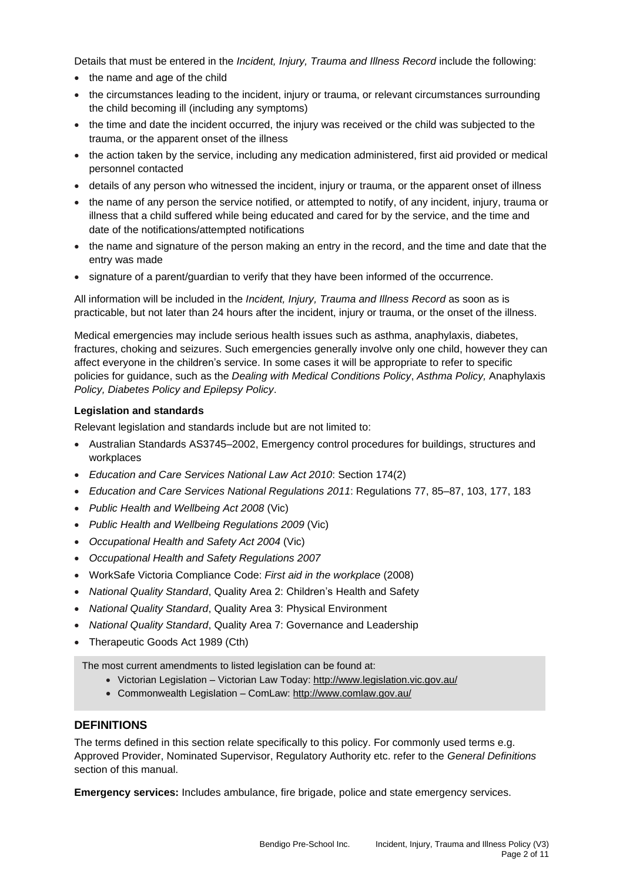Details that must be entered in the *Incident, Injury, Trauma and Illness Record* include the following:

- the name and age of the child
- the circumstances leading to the incident, injury or trauma, or relevant circumstances surrounding the child becoming ill (including any symptoms)
- the time and date the incident occurred, the injury was received or the child was subjected to the trauma, or the apparent onset of the illness
- the action taken by the service, including any medication administered, first aid provided or medical personnel contacted
- details of any person who witnessed the incident, injury or trauma, or the apparent onset of illness
- the name of any person the service notified, or attempted to notify, of any incident, injury, trauma or illness that a child suffered while being educated and cared for by the service, and the time and date of the notifications/attempted notifications
- the name and signature of the person making an entry in the record, and the time and date that the entry was made
- signature of a parent/guardian to verify that they have been informed of the occurrence.

All information will be included in the *Incident, Injury, Trauma and Illness Record* as soon as is practicable, but not later than 24 hours after the incident, injury or trauma, or the onset of the illness.

Medical emergencies may include serious health issues such as asthma, anaphylaxis, diabetes, fractures, choking and seizures. Such emergencies generally involve only one child, however they can affect everyone in the children's service. In some cases it will be appropriate to refer to specific policies for guidance, such as the *Dealing with Medical Conditions Policy*, *Asthma Policy,* Anaphylaxis *Policy, Diabetes Policy and Epilepsy Policy*.

**Legislation and standards**

Relevant legislation and standards include but are not limited to:

- Australian Standards AS3745–2002, Emergency control procedures for buildings, structures and workplaces
- *Education and Care Services National Law Act 2010*: Section 174(2)
- *Education and Care Services National Regulations 2011*: Regulations 77, 85–87, 103, 177, 183
- *Public Health and Wellbeing Act 2008* (Vic)
- *Public Health and Wellbeing Regulations 2009* (Vic)
- *Occupational Health and Safety Act 2004* (Vic)
- *Occupational Health and Safety Regulations 2007*
- WorkSafe Victoria Compliance Code: *First aid in the workplace* (2008)
- *National Quality Standard*, Quality Area 2: Children's Health and Safety
- *National Quality Standard*, Quality Area 3: Physical Environment
- *National Quality Standard*, Quality Area 7: Governance and Leadership
- Therapeutic Goods Act 1989 (Cth)

The most current amendments to listed legislation can be found at:

- Victorian Legislation – Victorian Law Today: http://www.legislation.vic.gov.au/
- Commonwealth Legislation – ComLaw: http://www.comlaw.gov.au/

## DEFINITIONS

The terms defined in this section relate specifically to this policy. For commonly used terms e.g. Approved Provider, Nominated Supervisor, Regulatory Authority etc. refer to the *General Definitions* section of this manual.

**Emergency services:** Includes ambulance, fire brigade, police and state emergency services.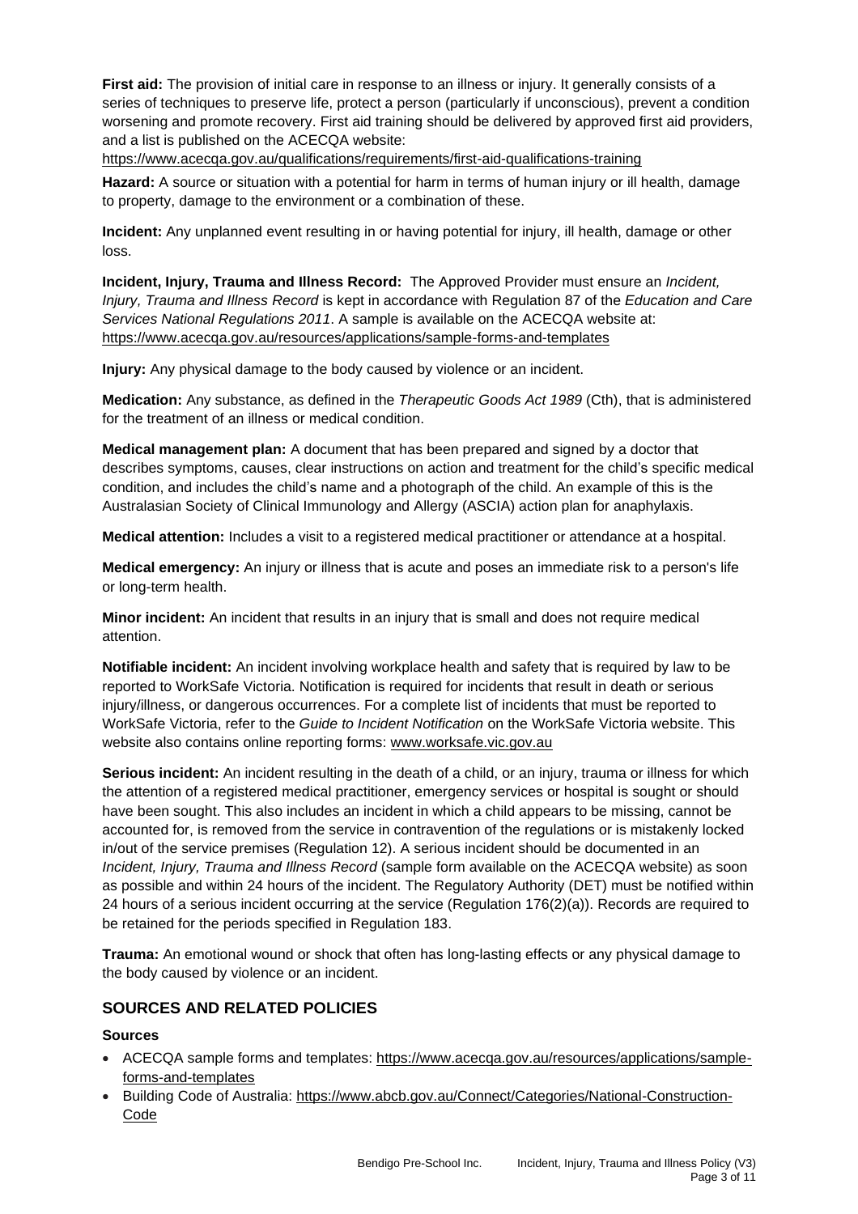**First aid:** The provision of initial care in response to an illness or injury. It generally consists of a series of techniques to preserve life, protect a person (particularly if unconscious), prevent a condition worsening and promote recovery. First aid training should be delivered by approved first aid providers, and a list is published on the ACECQA website: https://www.acecqa.gov.au/qualifications/requirements/first-aid-qualifications-training

**Hazard:** A source or situation with a potential for harm in terms of human injury or ill health, damage to property, damage to the environment or a combination of these.

**Incident:** Any unplanned event resulting in or having potential for injury, ill health, damage or other loss.

**Incident, Injury, Trauma and Illness Record:** The Approved Provider must ensure an *Incident, Injury, Trauma and Illness Record* is kept in accordance with Regulation 87 of the *Education and Care Services National Regulations 2011*. A sample is available on the ACECQA website at: https://www.acecqa.gov.au/resources/applications/sample-forms-and-templates

**Injury:** Any physical damage to the body caused by violence or an incident.

**Medication:** Any substance, as defined in the *Therapeutic Goods Act 1989* (Cth), that is administered for the treatment of an illness or medical condition.

**Medical management plan:** A document that has been prepared and signed by a doctor that describes symptoms, causes, clear instructions on action and treatment for the child's specific medical condition, and includes the child's name and a photograph of the child. An example of this is the Australasian Society of Clinical Immunology and Allergy (ASCIA) action plan for anaphylaxis.

**Medical attention:** Includes a visit to a registered medical practitioner or attendance at a hospital.

**Medical emergency:** An injury or illness that is acute and poses an immediate risk to a person's life or long-term health.

**Minor incident:** An incident that results in an injury that is small and does not require medical attention.

**Notifiable incident:** An incident involving workplace health and safety that is required by law to be reported to WorkSafe Victoria. Notification is required for incidents that result in death or serious injury/illness, or dangerous occurrences. For a complete list of incidents that must be reported to WorkSafe Victoria, refer to the *Guide to Incident Notification* on the WorkSafe Victoria website. This website also contains online reporting forms: www.worksafe.vic.gov.au

**Serious incident:** An incident resulting in the death of a child, or an injury, trauma or illness for which the attention of a registered medical practitioner, emergency services or hospital is sought or should have been sought. This also includes an incident in which a child appears to be missing, cannot be accounted for, is removed from the service in contravention of the regulations or is mistakenly locked in/out of the service premises (Regulation 12). A serious incident should be documented in an *Incident, Injury, Trauma and Illness Record* (sample form available on the ACECQA website) as soon as possible and within 24 hours of the incident. The Regulatory Authority (DET) must be notified within 24 hours of a serious incident occurring at the service (Regulation 176(2)(a)). Records are required to be retained for the periods specified in Regulation 183.

**Trauma:** An emotional wound or shock that often has long-lasting effects or any physical damage to the body caused by violence or an incident.

## SOURCES AND RELATED POLICIES

### Sources

- ACECQA sample forms and templates: https://www.acecqa.gov.au/resources/applications/sample-forms-and-templates
- Building Code of Australia: https://www.abcb.gov.au/Connect/Categories/National-Construction-Code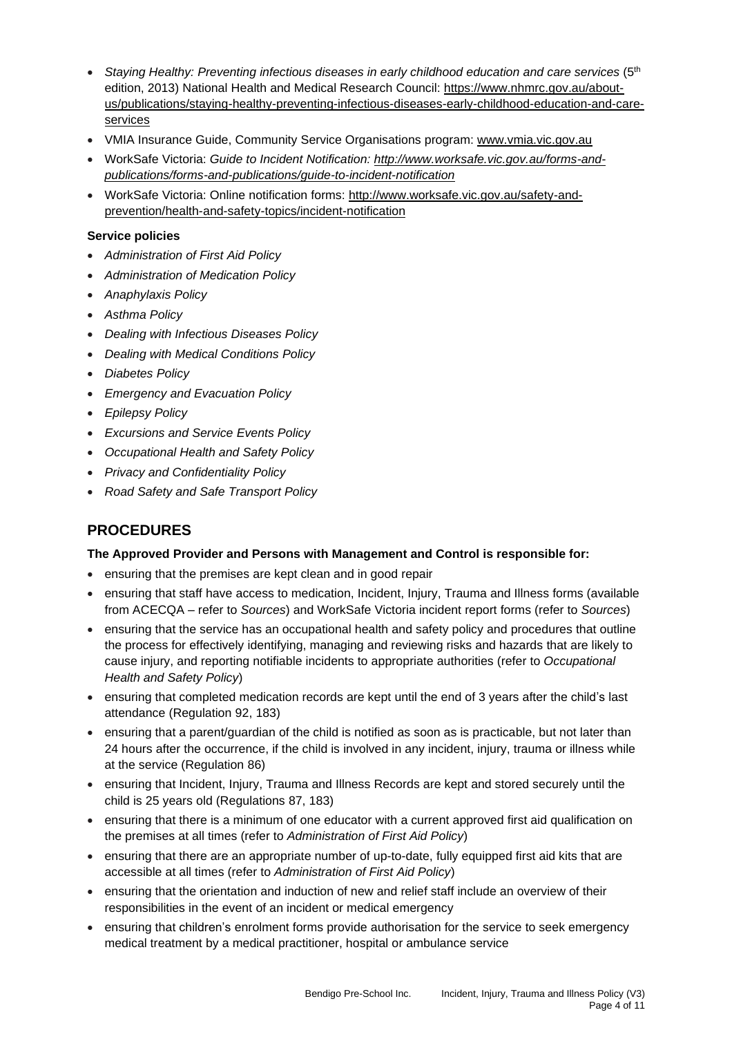- *Staying Healthy: Preventing infectious diseases in early childhood education and care services* (5th edition, 2013) National Health and Medical Research Council: https://www.nhmrc.gov.au/about-us/publications/staying-healthy-preventing-infectious-diseases-early-childhood-education-and-care-services
- VMIA Insurance Guide, Community Service Organisations program: www.vmia.vic.gov.au
- WorkSafe Victoria: *Guide to Incident Notification: http://www.worksafe.vic.gov.au/forms-and-publications/forms-and-publications/guide-to-incident-notification*
- WorkSafe Victoria: Online notification forms: http://www.worksafe.vic.gov.au/safety-and-prevention/health-and-safety-topics/incident-notification

**Service policies**

- *Administration of First Aid Policy*
- *Administration of Medication Policy*
- *Anaphylaxis Policy*
- *Asthma Policy*
- *Dealing with Infectious Diseases Policy*
- *Dealing with Medical Conditions Policy*
- *Diabetes Policy*
- *Emergency and Evacuation Policy*
- *Epilepsy Policy*
- *Excursions and Service Events Policy*
- *Occupational Health and Safety Policy*
- *Privacy and Confidentiality Policy*
- *Road Safety and Safe Transport Policy*

## PROCEDURES

**The Approved Provider and Persons with Management and Control is responsible for:**

- ensuring that the premises are kept clean and in good repair
- ensuring that staff have access to medication, Incident, Injury, Trauma and Illness forms (available from ACECQA – refer to *Sources*) and WorkSafe Victoria incident report forms (refer to *Sources*)
- ensuring that the service has an occupational health and safety policy and procedures that outline the process for effectively identifying, managing and reviewing risks and hazards that are likely to cause injury, and reporting notifiable incidents to appropriate authorities (refer to *Occupational Health and Safety Policy*)
- ensuring that completed medication records are kept until the end of 3 years after the child's last attendance (Regulation 92, 183)
- ensuring that a parent/guardian of the child is notified as soon as is practicable, but not later than 24 hours after the occurrence, if the child is involved in any incident, injury, trauma or illness while at the service (Regulation 86)
- ensuring that Incident, Injury, Trauma and Illness Records are kept and stored securely until the child is 25 years old (Regulations 87, 183)
- ensuring that there is a minimum of one educator with a current approved first aid qualification on the premises at all times (refer to *Administration of First Aid Policy*)
- ensuring that there are an appropriate number of up-to-date, fully equipped first aid kits that are accessible at all times (refer to *Administration of First Aid Policy*)
- ensuring that the orientation and induction of new and relief staff include an overview of their responsibilities in the event of an incident or medical emergency
- ensuring that children's enrolment forms provide authorisation for the service to seek emergency medical treatment by a medical practitioner, hospital or ambulance service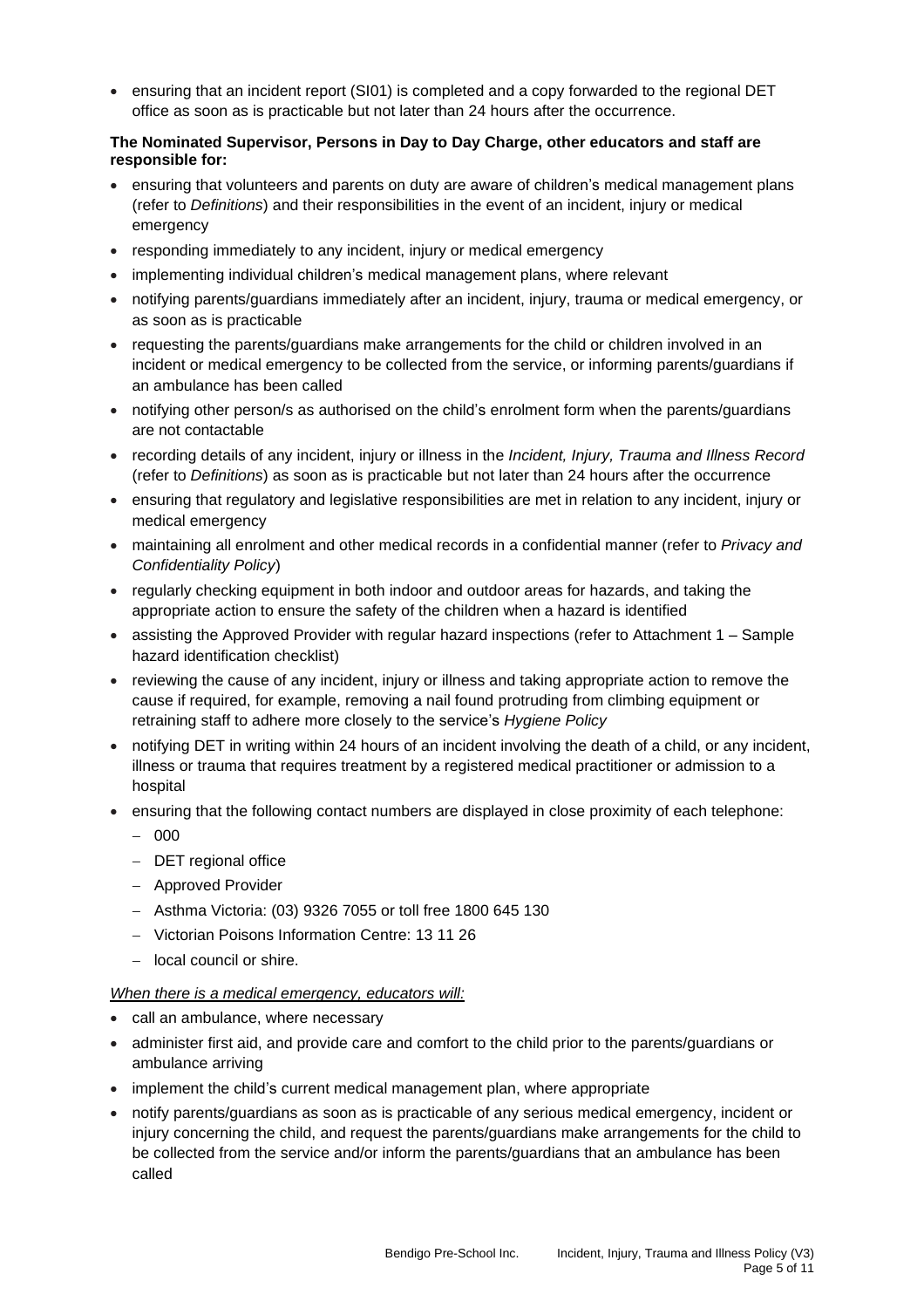- ensuring that an incident report (SI01) is completed and a copy forwarded to the regional DET office as soon as is practicable but not later than 24 hours after the occurrence.

**The Nominated Supervisor, Persons in Day to Day Charge, other educators and staff are responsible for:**

- ensuring that volunteers and parents on duty are aware of children's medical management plans (refer to *Definitions*) and their responsibilities in the event of an incident, injury or medical emergency
- responding immediately to any incident, injury or medical emergency
- implementing individual children's medical management plans, where relevant
- notifying parents/guardians immediately after an incident, injury, trauma or medical emergency, or as soon as is practicable
- requesting the parents/guardians make arrangements for the child or children involved in an incident or medical emergency to be collected from the service, or informing parents/guardians if an ambulance has been called
- notifying other person/s as authorised on the child's enrolment form when the parents/guardians are not contactable
- recording details of any incident, injury or illness in the *Incident, Injury, Trauma and Illness Record* (refer to *Definitions*) as soon as is practicable but not later than 24 hours after the occurrence
- ensuring that regulatory and legislative responsibilities are met in relation to any incident, injury or medical emergency
- maintaining all enrolment and other medical records in a confidential manner (refer to *Privacy and Confidentiality Policy*)
- regularly checking equipment in both indoor and outdoor areas for hazards, and taking the appropriate action to ensure the safety of the children when a hazard is identified
- assisting the Approved Provider with regular hazard inspections (refer to Attachment 1 – Sample hazard identification checklist)
- reviewing the cause of any incident, injury or illness and taking appropriate action to remove the cause if required, for example, removing a nail found protruding from climbing equipment or retraining staff to adhere more closely to the service's *Hygiene Policy*
- notifying DET in writing within 24 hours of an incident involving the death of a child, or any incident, illness or trauma that requires treatment by a registered medical practitioner or admission to a hospital
- ensuring that the following contact numbers are displayed in close proximity of each telephone:
  - 000
  - DET regional office
  - Approved Provider
  - Asthma Victoria: (03) 9326 7055 or toll free 1800 645 130
  - Victorian Poisons Information Centre: 13 11 26
  - local council or shire.

*When there is a medical emergency, educators will:*

- call an ambulance, where necessary
- administer first aid, and provide care and comfort to the child prior to the parents/guardians or ambulance arriving
- implement the child's current medical management plan, where appropriate
- notify parents/guardians as soon as is practicable of any serious medical emergency, incident or injury concerning the child, and request the parents/guardians make arrangements for the child to be collected from the service and/or inform the parents/guardians that an ambulance has been called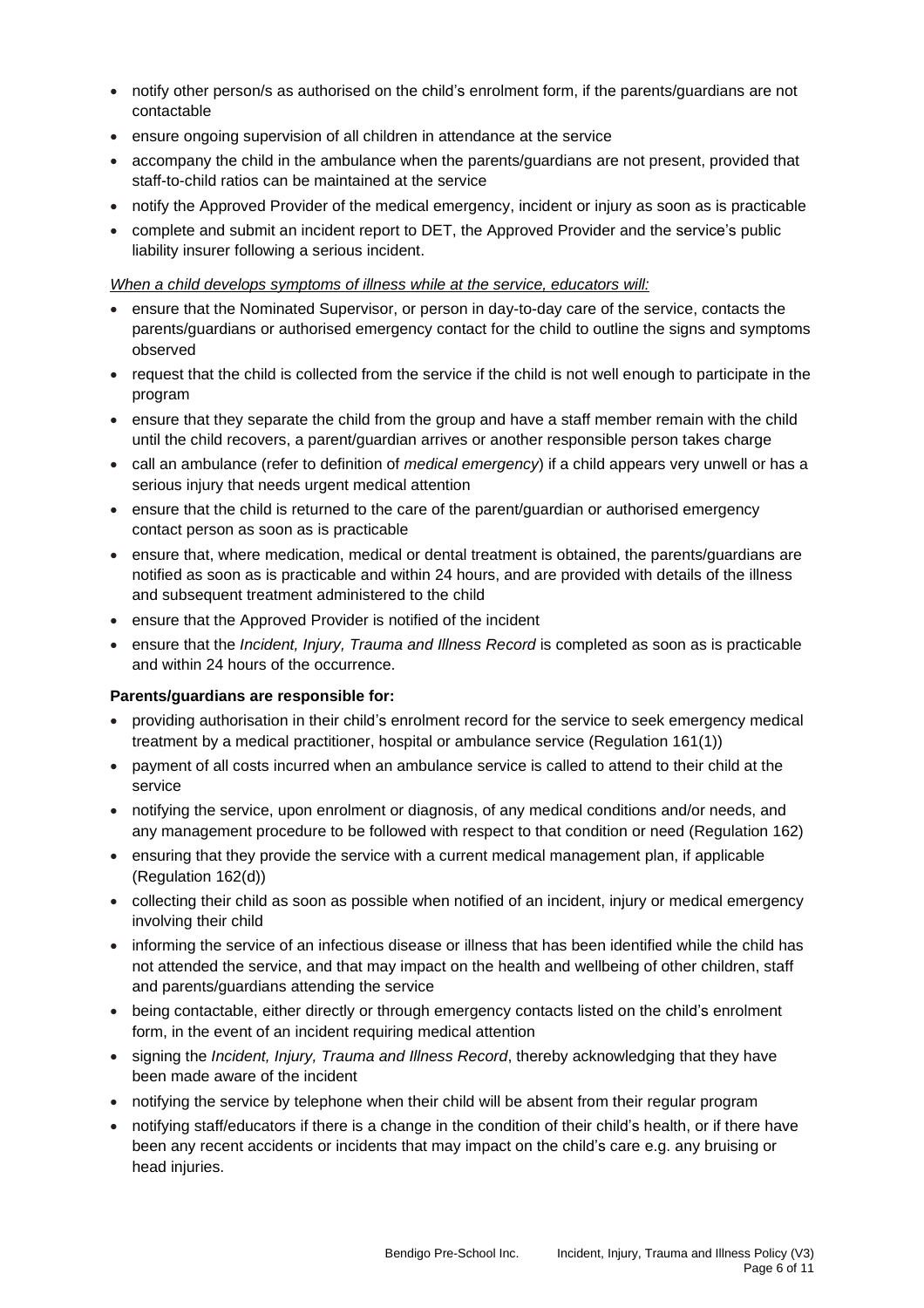- notify other person/s as authorised on the child's enrolment form, if the parents/guardians are not contactable
- ensure ongoing supervision of all children in attendance at the service
- accompany the child in the ambulance when the parents/guardians are not present, provided that staff-to-child ratios can be maintained at the service
- notify the Approved Provider of the medical emergency, incident or injury as soon as is practicable
- complete and submit an incident report to DET, the Approved Provider and the service's public liability insurer following a serious incident.

*When a child develops symptoms of illness while at the service, educators will:*

- ensure that the Nominated Supervisor, or person in day-to-day care of the service, contacts the parents/guardians or authorised emergency contact for the child to outline the signs and symptoms observed
- request that the child is collected from the service if the child is not well enough to participate in the program
- ensure that they separate the child from the group and have a staff member remain with the child until the child recovers, a parent/guardian arrives or another responsible person takes charge
- call an ambulance (refer to definition of *medical emergency*) if a child appears very unwell or has a serious injury that needs urgent medical attention
- ensure that the child is returned to the care of the parent/guardian or authorised emergency contact person as soon as is practicable
- ensure that, where medication, medical or dental treatment is obtained, the parents/guardians are notified as soon as is practicable and within 24 hours, and are provided with details of the illness and subsequent treatment administered to the child
- ensure that the Approved Provider is notified of the incident
- ensure that the *Incident, Injury, Trauma and Illness Record* is completed as soon as is practicable and within 24 hours of the occurrence.

**Parents/guardians are responsible for:**

- providing authorisation in their child's enrolment record for the service to seek emergency medical treatment by a medical practitioner, hospital or ambulance service (Regulation 161(1))
- payment of all costs incurred when an ambulance service is called to attend to their child at the service
- notifying the service, upon enrolment or diagnosis, of any medical conditions and/or needs, and any management procedure to be followed with respect to that condition or need (Regulation 162)
- ensuring that they provide the service with a current medical management plan, if applicable (Regulation 162(d))
- collecting their child as soon as possible when notified of an incident, injury or medical emergency involving their child
- informing the service of an infectious disease or illness that has been identified while the child has not attended the service, and that may impact on the health and wellbeing of other children, staff and parents/guardians attending the service
- being contactable, either directly or through emergency contacts listed on the child's enrolment form, in the event of an incident requiring medical attention
- signing the *Incident, Injury, Trauma and Illness Record*, thereby acknowledging that they have been made aware of the incident
- notifying the service by telephone when their child will be absent from their regular program
- notifying staff/educators if there is a change in the condition of their child's health, or if there have been any recent accidents or incidents that may impact on the child's care e.g. any bruising or head injuries.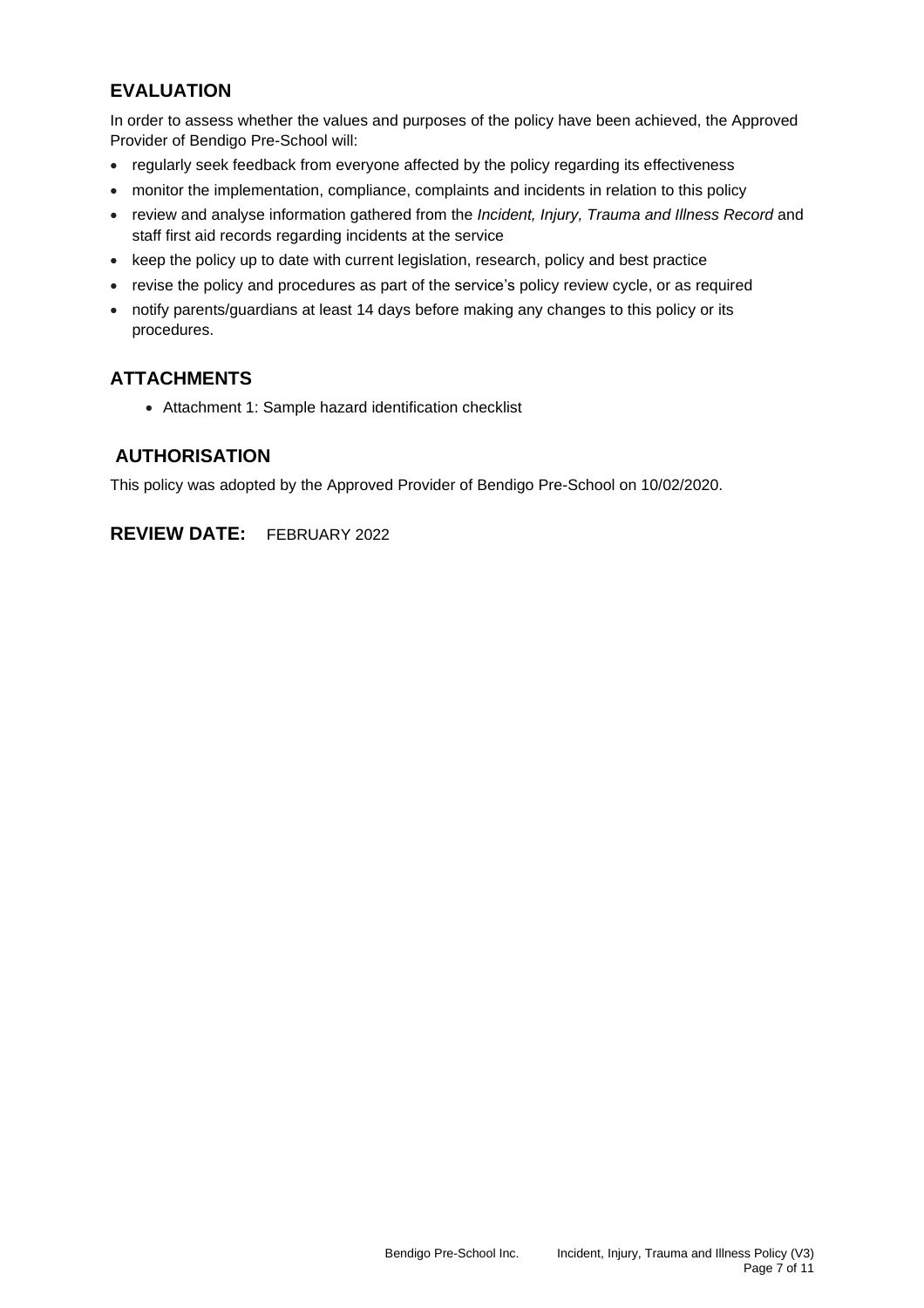## EVALUATION

In order to assess whether the values and purposes of the policy have been achieved, the Approved Provider of Bendigo Pre-School will:

- regularly seek feedback from everyone affected by the policy regarding its effectiveness
- monitor the implementation, compliance, complaints and incidents in relation to this policy
- review and analyse information gathered from the *Incident, Injury, Trauma and Illness Record* and staff first aid records regarding incidents at the service
- keep the policy up to date with current legislation, research, policy and best practice
- revise the policy and procedures as part of the service's policy review cycle, or as required
- notify parents/guardians at least 14 days before making any changes to this policy or its procedures.

## ATTACHMENTS

- Attachment 1: Sample hazard identification checklist

## AUTHORISATION

This policy was adopted by the Approved Provider of Bendigo Pre-School on 10/02/2020.

## REVIEW DATE: FEBRUARY 2022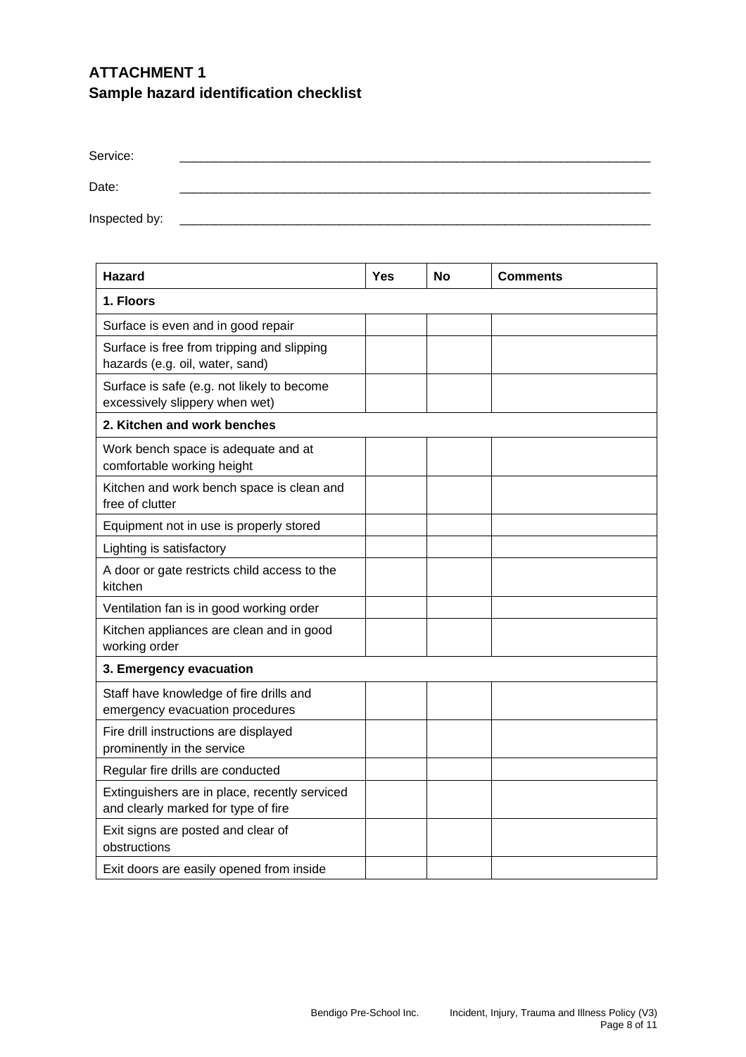## ATTACHMENT 1
## Sample hazard identification checklist

Service: \_\_\_\_\_\_\_\_\_\_\_\_\_\_\_\_\_\_\_\_\_\_\_\_\_\_\_\_\_\_\_\_\_\_\_\_\_\_\_\_\_\_\_\_\_\_\_\_\_\_\_\_\_\_\_\_\_\_\_\_\_\_\_\_

Date: \_\_\_\_\_\_\_\_\_\_\_\_\_\_\_\_\_\_\_\_\_\_\_\_\_\_\_\_\_\_\_\_\_\_\_\_\_\_\_\_\_\_\_\_\_\_\_\_\_\_\_\_\_\_\_\_\_\_\_\_\_\_\_\_

Inspected by: \_\_\_\_\_\_\_\_\_\_\_\_\_\_\_\_\_\_\_\_\_\_\_\_\_\_\_\_\_\_\_\_\_\_\_\_\_\_\_\_\_\_\_\_\_\_\_\_\_\_\_\_\_\_\_\_\_\_\_\_\_\_\_\_

| Hazard | Yes | No | Comments |
|---|---|---|---|
| **1. Floors** | | | |
| Surface is even and in good repair | | | |
| Surface is free from tripping and slipping hazards (e.g. oil, water, sand) | | | |
| Surface is safe (e.g. not likely to become excessively slippery when wet) | | | |
| **2. Kitchen and work benches** | | | |
| Work bench space is adequate and at comfortable working height | | | |
| Kitchen and work bench space is clean and free of clutter | | | |
| Equipment not in use is properly stored | | | |
| Lighting is satisfactory | | | |
| A door or gate restricts child access to the kitchen | | | |
| Ventilation fan is in good working order | | | |
| Kitchen appliances are clean and in good working order | | | |
| **3. Emergency evacuation** | | | |
| Staff have knowledge of fire drills and emergency evacuation procedures | | | |
| Fire drill instructions are displayed prominently in the service | | | |
| Regular fire drills are conducted | | | |
| Extinguishers are in place, recently serviced and clearly marked for type of fire | | | |
| Exit signs are posted and clear of obstructions | | | |
| Exit doors are easily opened from inside | | | |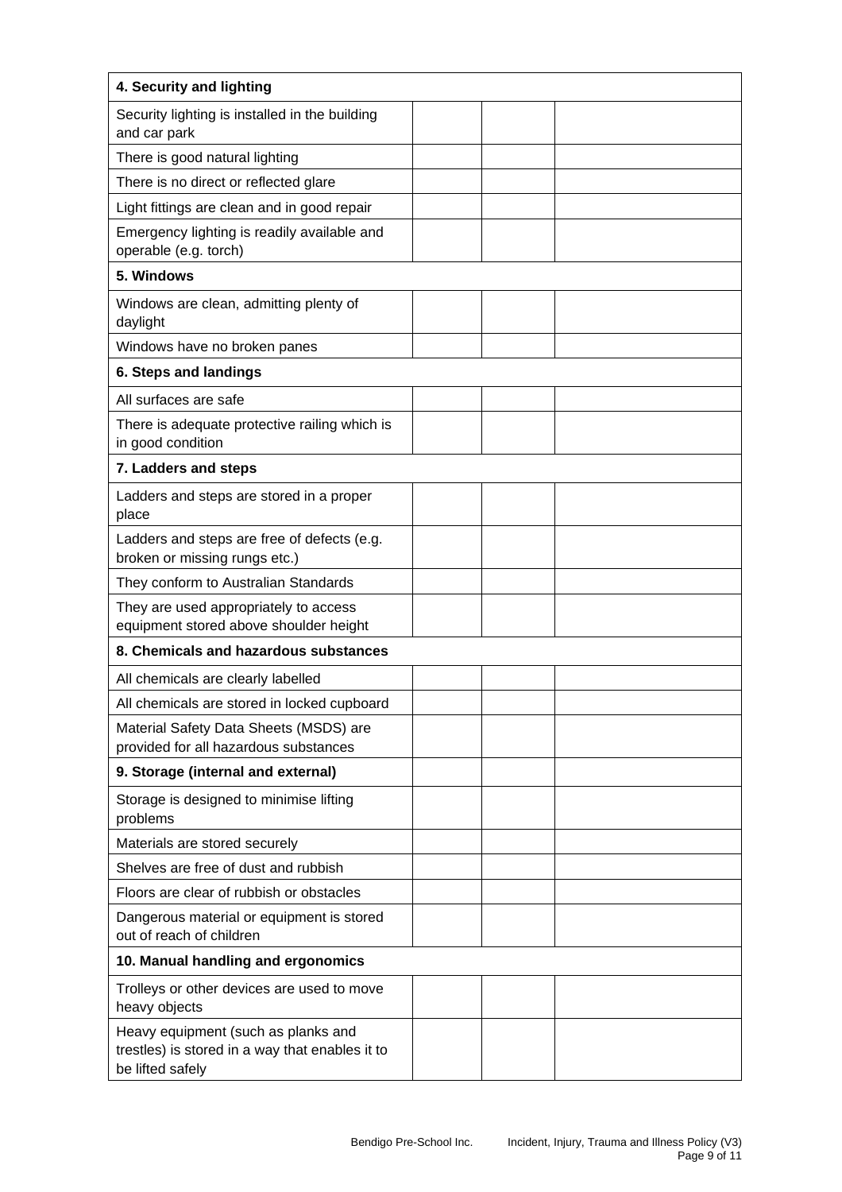| 4. Security and lighting | | | |
|---|---|---|---|
| Security lighting is installed in the building and car park | | | |
| There is good natural lighting | | | |
| There is no direct or reflected glare | | | |
| Light fittings are clean and in good repair | | | |
| Emergency lighting is readily available and operable (e.g. torch) | | | |
| **5. Windows** | | | |
| Windows are clean, admitting plenty of daylight | | | |
| Windows have no broken panes | | | |
| **6. Steps and landings** | | | |
| All surfaces are safe | | | |
| There is adequate protective railing which is in good condition | | | |
| **7. Ladders and steps** | | | |
| Ladders and steps are stored in a proper place | | | |
| Ladders and steps are free of defects (e.g. broken or missing rungs etc.) | | | |
| They conform to Australian Standards | | | |
| They are used appropriately to access equipment stored above shoulder height | | | |
| **8. Chemicals and hazardous substances** | | | |
| All chemicals are clearly labelled | | | |
| All chemicals are stored in locked cupboard | | | |
| Material Safety Data Sheets (MSDS) are provided for all hazardous substances | | | |
| **9. Storage (internal and external)** | | | |
| Storage is designed to minimise lifting problems | | | |
| Materials are stored securely | | | |
| Shelves are free of dust and rubbish | | | |
| Floors are clear of rubbish or obstacles | | | |
| Dangerous material or equipment is stored out of reach of children | | | |
| **10. Manual handling and ergonomics** | | | |
| Trolleys or other devices are used to move heavy objects | | | |
| Heavy equipment (such as planks and trestles) is stored in a way that enables it to be lifted safely | | | |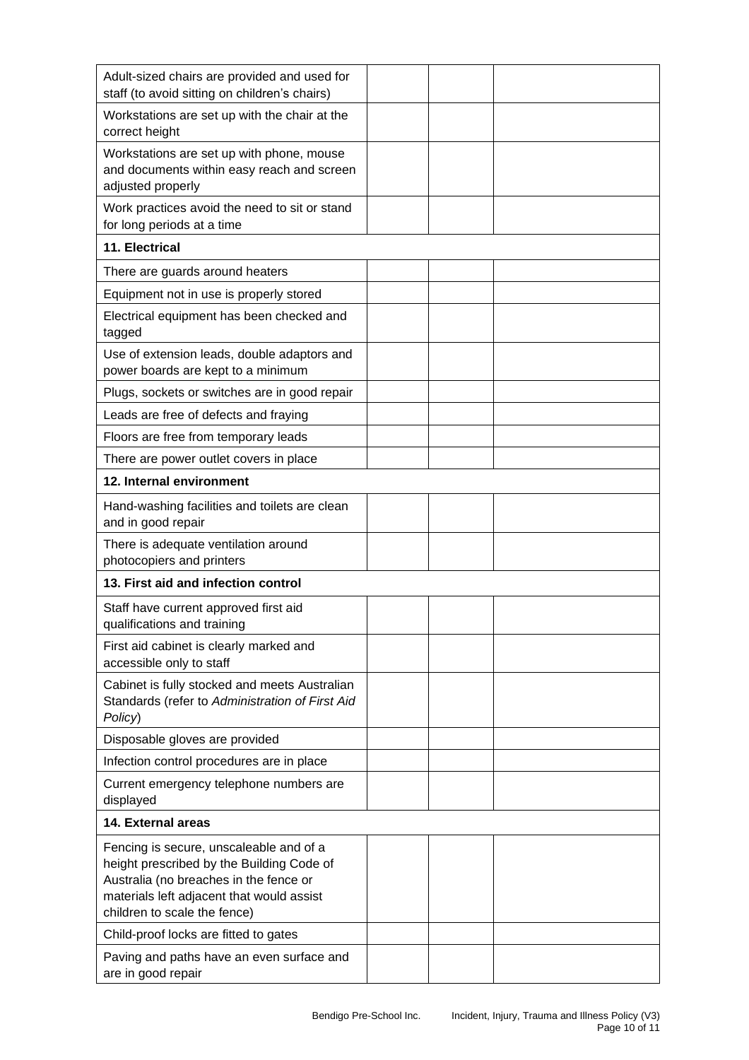| | | | |
|---|---|---|---|
| Adult-sized chairs are provided and used for staff (to avoid sitting on children's chairs) | | | |
| Workstations are set up with the chair at the correct height | | | |
| Workstations are set up with phone, mouse and documents within easy reach and screen adjusted properly | | | |
| Work practices avoid the need to sit or stand for long periods at a time | | | |
| **11. Electrical** | | | |
| There are guards around heaters | | | |
| Equipment not in use is properly stored | | | |
| Electrical equipment has been checked and tagged | | | |
| Use of extension leads, double adaptors and power boards are kept to a minimum | | | |
| Plugs, sockets or switches are in good repair | | | |
| Leads are free of defects and fraying | | | |
| Floors are free from temporary leads | | | |
| There are power outlet covers in place | | | |
| **12. Internal environment** | | | |
| Hand-washing facilities and toilets are clean and in good repair | | | |
| There is adequate ventilation around photocopiers and printers | | | |
| **13. First aid and infection control** | | | |
| Staff have current approved first aid qualifications and training | | | |
| First aid cabinet is clearly marked and accessible only to staff | | | |
| Cabinet is fully stocked and meets Australian Standards (refer to *Administration of First Aid Policy*) | | | |
| Disposable gloves are provided | | | |
| Infection control procedures are in place | | | |
| Current emergency telephone numbers are displayed | | | |
| **14. External areas** | | | |
| Fencing is secure, unscaleable and of a height prescribed by the Building Code of Australia (no breaches in the fence or materials left adjacent that would assist children to scale the fence) | | | |
| Child-proof locks are fitted to gates | | | |
| Paving and paths have an even surface and are in good repair | | | |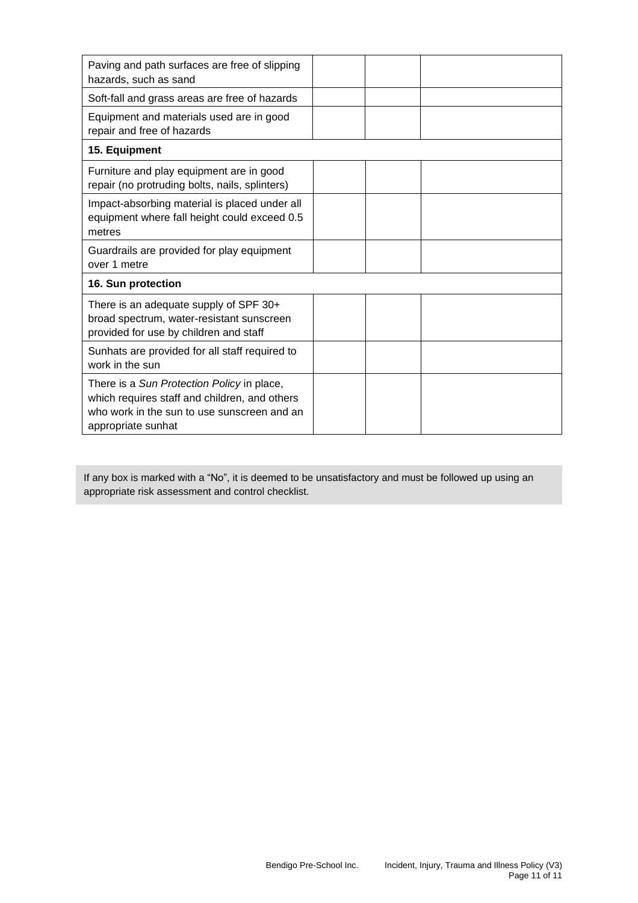| | | | |
|---|---|---|---|
| Paving and path surfaces are free of slipping hazards, such as sand | | | |
| Soft-fall and grass areas are free of hazards | | | |
| Equipment and materials used are in good repair and free of hazards | | | |
| **15. Equipment** | | | |
| Furniture and play equipment are in good repair (no protruding bolts, nails, splinters) | | | |
| Impact-absorbing material is placed under all equipment where fall height could exceed 0.5 metres | | | |
| Guardrails are provided for play equipment over 1 metre | | | |
| **16. Sun protection** | | | |
| There is an adequate supply of SPF 30+ broad spectrum, water-resistant sunscreen provided for use by children and staff | | | |
| Sunhats are provided for all staff required to work in the sun | | | |
| There is a *Sun Protection Policy* in place, which requires staff and children, and others who work in the sun to use sunscreen and an appropriate sunhat | | | |

If any box is marked with a "No", it is deemed to be unsatisfactory and must be followed up using an appropriate risk assessment and control checklist.